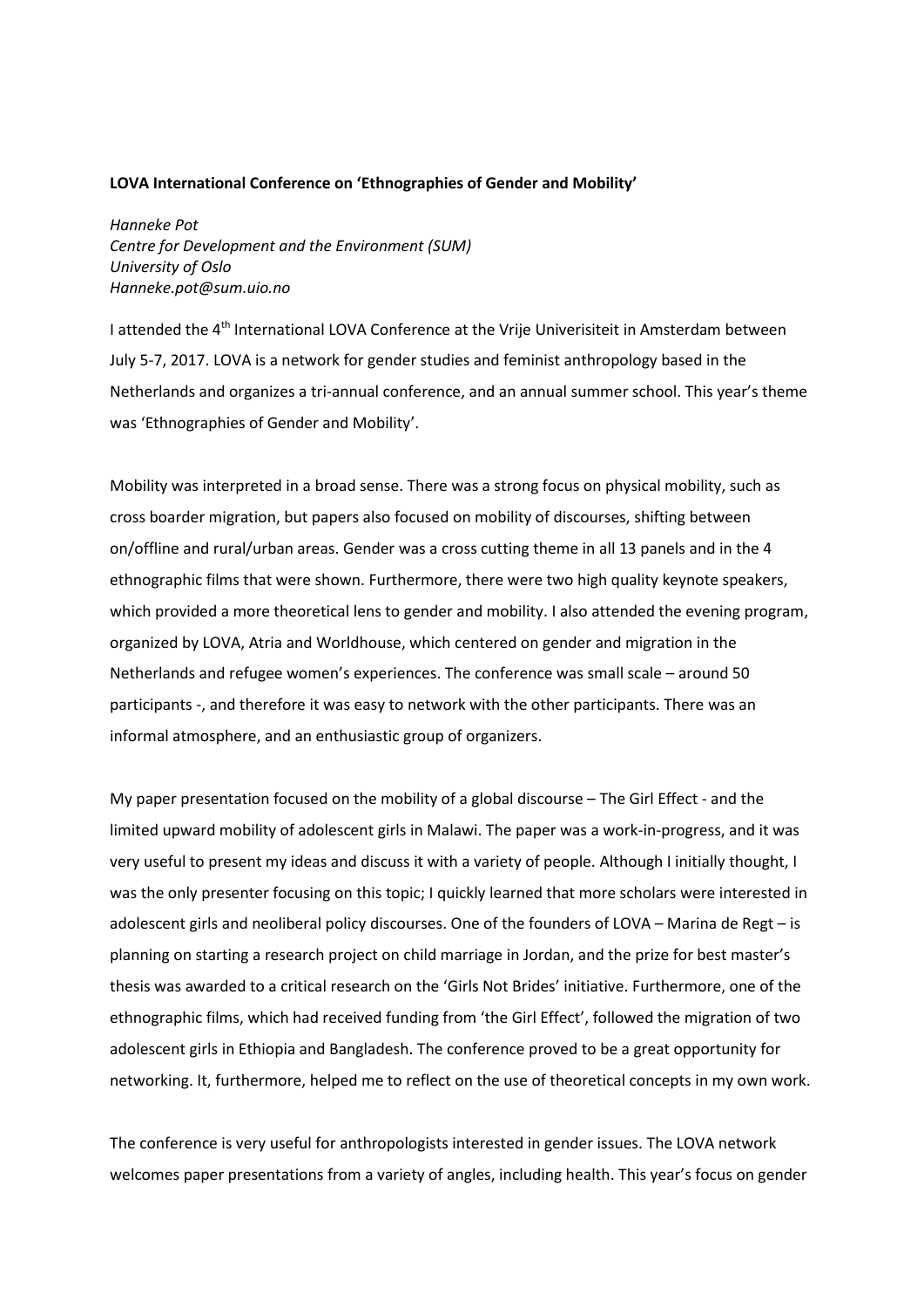**LOVA International Conference on 'Ethnographies of Gender and Mobility'**

*Hanneke Pot*
*Centre for Development and the Environment (SUM)*
*University of Oslo*
*Hanneke.pot@sum.uio.no*

I attended the 4th International LOVA Conference at the Vrije Univerisiteit in Amsterdam between July 5-7, 2017. LOVA is a network for gender studies and feminist anthropology based in the Netherlands and organizes a tri-annual conference, and an annual summer school. This year's theme was 'Ethnographies of Gender and Mobility'.

Mobility was interpreted in a broad sense. There was a strong focus on physical mobility, such as cross boarder migration, but papers also focused on mobility of discourses, shifting between on/offline and rural/urban areas. Gender was a cross cutting theme in all 13 panels and in the 4 ethnographic films that were shown. Furthermore, there were two high quality keynote speakers, which provided a more theoretical lens to gender and mobility. I also attended the evening program, organized by LOVA, Atria and Worldhouse, which centered on gender and migration in the Netherlands and refugee women's experiences. The conference was small scale – around 50 participants -, and therefore it was easy to network with the other participants. There was an informal atmosphere, and an enthusiastic group of organizers.

My paper presentation focused on the mobility of a global discourse – The Girl Effect - and the limited upward mobility of adolescent girls in Malawi. The paper was a work-in-progress, and it was very useful to present my ideas and discuss it with a variety of people. Although I initially thought, I was the only presenter focusing on this topic; I quickly learned that more scholars were interested in adolescent girls and neoliberal policy discourses. One of the founders of LOVA – Marina de Regt – is planning on starting a research project on child marriage in Jordan, and the prize for best master's thesis was awarded to a critical research on the 'Girls Not Brides' initiative. Furthermore, one of the ethnographic films, which had received funding from 'the Girl Effect', followed the migration of two adolescent girls in Ethiopia and Bangladesh. The conference proved to be a great opportunity for networking. It, furthermore, helped me to reflect on the use of theoretical concepts in my own work.

The conference is very useful for anthropologists interested in gender issues. The LOVA network welcomes paper presentations from a variety of angles, including health. This year's focus on gender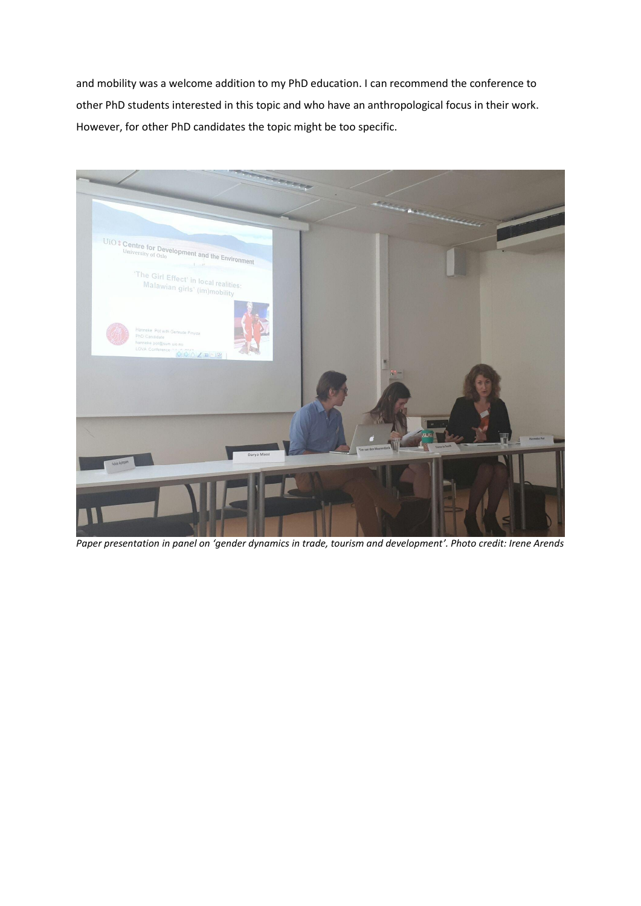and mobility was a welcome addition to my PhD education. I can recommend the conference to other PhD students interested in this topic and who have an anthropological focus in their work. However, for other PhD candidates the topic might be too specific.

*Paper presentation in panel on 'gender dynamics in trade, tourism and development'. Photo credit: Irene Arends*